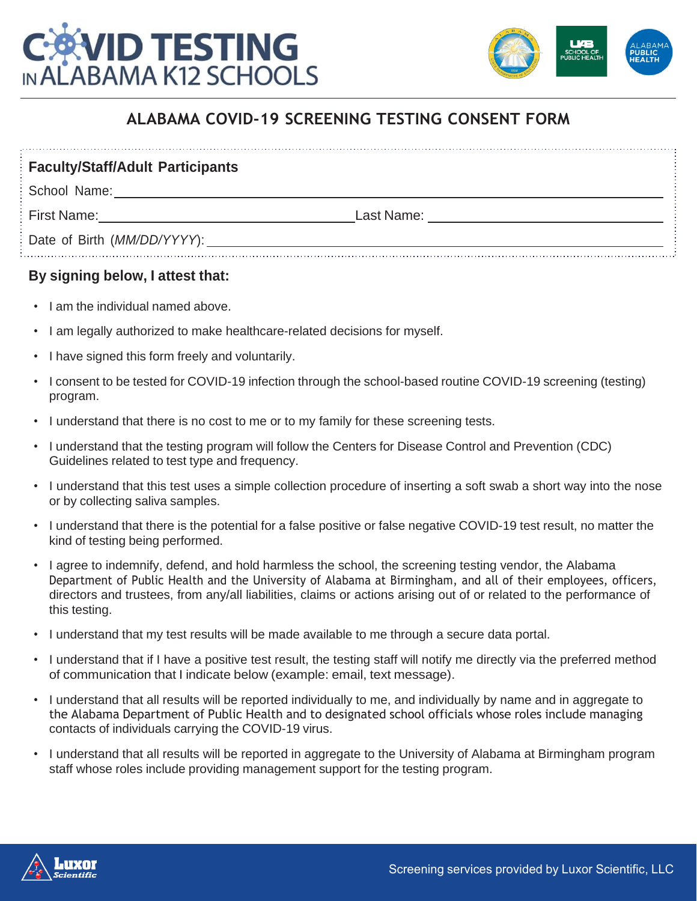# COVID TESTING IN ALABAMA K12 SCHOOLS

## ALABAMA COVID-19 SCREENING TESTING CONSENT FORM

**Faculty/Staff/Adult Participants**

School Name: ______________________________

First Name: ______________________ Last Name: ______________________

Date of Birth (*MM/DD/YYYY*): ______________________

**By signing below, I attest that:**

- I am the individual named above.
- I am legally authorized to make healthcare-related decisions for myself.
- I have signed this form freely and voluntarily.
- I consent to be tested for COVID-19 infection through the school-based routine COVID-19 screening (testing) program.
- I understand that there is no cost to me or to my family for these screening tests.
- I understand that the testing program will follow the Centers for Disease Control and Prevention (CDC) Guidelines related to test type and frequency.
- I understand that this test uses a simple collection procedure of inserting a soft swab a short way into the nose or by collecting saliva samples.
- I understand that there is the potential for a false positive or false negative COVID-19 test result, no matter the kind of testing being performed.
- I agree to indemnify, defend, and hold harmless the school, the screening testing vendor, the Alabama Department of Public Health and the University of Alabama at Birmingham, and all of their employees, officers, directors and trustees, from any/all liabilities, claims or actions arising out of or related to the performance of this testing.
- I understand that my test results will be made available to me through a secure data portal.
- I understand that if I have a positive test result, the testing staff will notify me directly via the preferred method of communication that I indicate below (example: email, text message).
- I understand that all results will be reported individually to me, and individually by name and in aggregate to the Alabama Department of Public Health and to designated school officials whose roles include managing contacts of individuals carrying the COVID-19 virus.
- I understand that all results will be reported in aggregate to the University of Alabama at Birmingham program staff whose roles include providing management support for the testing program.

Screening services provided by Luxor Scientific, LLC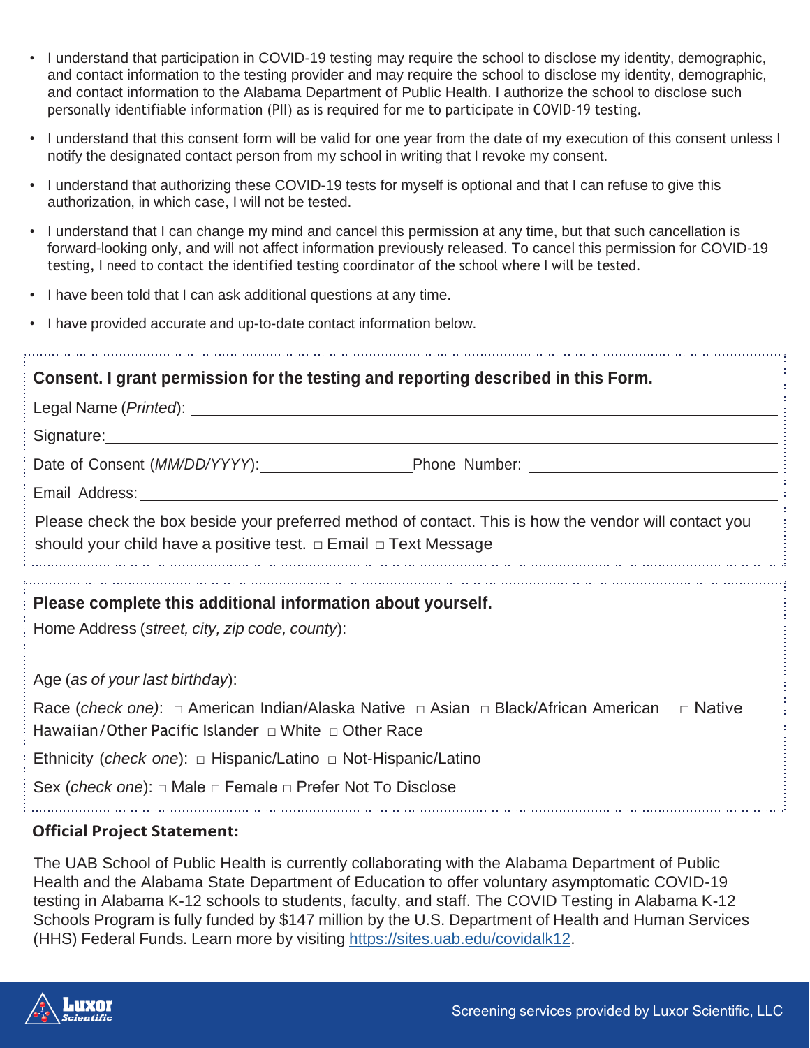- I understand that participation in COVID-19 testing may require the school to disclose my identity, demographic, and contact information to the testing provider and may require the school to disclose my identity, demographic, and contact information to the Alabama Department of Public Health. I authorize the school to disclose such personally identifiable information (PII) as is required for me to participate in COVID-19 testing.
- I understand that this consent form will be valid for one year from the date of my execution of this consent unless I notify the designated contact person from my school in writing that I revoke my consent.
- I understand that authorizing these COVID-19 tests for myself is optional and that I can refuse to give this authorization, in which case, I will not be tested.
- I understand that I can change my mind and cancel this permission at any time, but that such cancellation is forward-looking only, and will not affect information previously released. To cancel this permission for COVID-19 testing, I need to contact the identified testing coordinator of the school where I will be tested.
- I have been told that I can ask additional questions at any time.
- I have provided accurate and up-to-date contact information below.

**Consent. I grant permission for the testing and reporting described in this Form.**

Legal Name (*Printed*): ____________________

Signature: ____________________

Date of Consent (*MM/DD/YYYY*): ____________________ Phone Number: ____________________

Email Address: ____________________

Please check the box beside your preferred method of contact. This is how the vendor will contact you should your child have a positive test. □ Email □ Text Message

**Please complete this additional information about yourself.**

Home Address (*street, city, zip code, county*): ____________________

Age (*as of your last birthday*): ____________________

Race (*check one)*: □ American Indian/Alaska Native □ Asian □ Black/African American □ Native Hawaiian/Other Pacific Islander □ White □ Other Race

Ethnicity (*check one*): □ Hispanic/Latino □ Not-Hispanic/Latino

Sex (*check one*): □ Male □ Female □ Prefer Not To Disclose

**Official Project Statement:**

The UAB School of Public Health is currently collaborating with the Alabama Department of Public Health and the Alabama State Department of Education to offer voluntary asymptomatic COVID-19 testing in Alabama K-12 schools to students, faculty, and staff. The COVID Testing in Alabama K-12 Schools Program is fully funded by $147 million by the U.S. Department of Health and Human Services (HHS) Federal Funds. Learn more by visiting https://sites.uab.edu/covidalk12.

Luxor Scientific

Screening services provided by Luxor Scientific, LLC